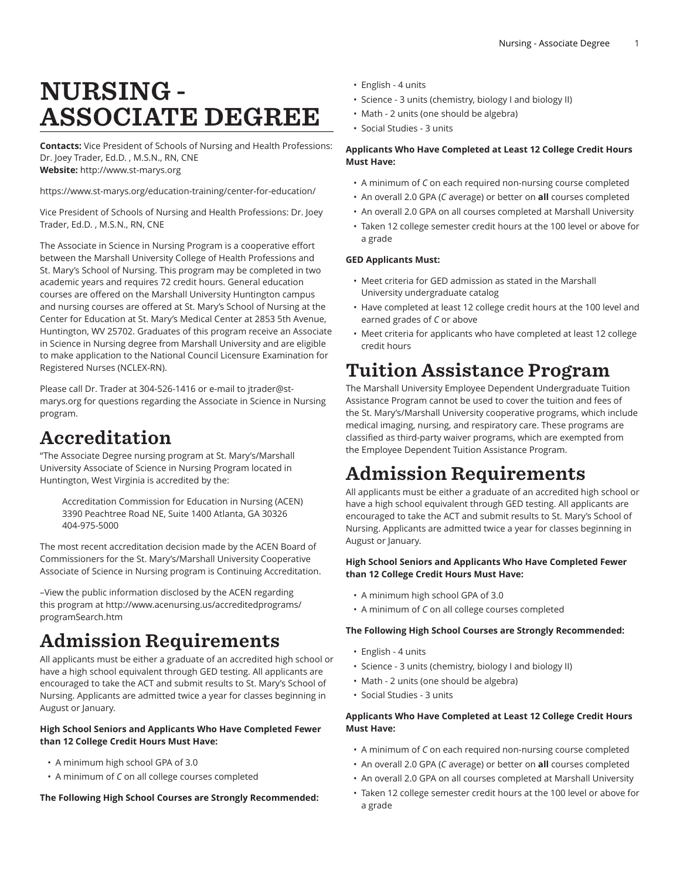# NURSING - ASSOCIATE DEGREE

**Contacts:** Vice President of Schools of Nursing and Health Professions: Dr. Joey Trader, Ed.D. , M.S.N., RN, CNE
**Website:** http://www.st-marys.org

https://www.st-marys.org/education-training/center-for-education/

Vice President of Schools of Nursing and Health Professions: Dr. Joey Trader, Ed.D. , M.S.N., RN, CNE

The Associate in Science in Nursing Program is a cooperative effort between the Marshall University College of Health Professions and St. Mary's School of Nursing. This program may be completed in two academic years and requires 72 credit hours. General education courses are offered on the Marshall University Huntington campus and nursing courses are offered at St. Mary's School of Nursing at the Center for Education at St. Mary's Medical Center at 2853 5th Avenue, Huntington, WV 25702. Graduates of this program receive an Associate in Science in Nursing degree from Marshall University and are eligible to make application to the National Council Licensure Examination for Registered Nurses (NCLEX-RN).

Please call Dr. Trader at 304-526-1416 or e-mail to jtrader@st-marys.org for questions regarding the Associate in Science in Nursing program.

## Accreditation

"The Associate Degree nursing program at St. Mary's/Marshall University Associate of Science in Nursing Program located in Huntington, West Virginia is accredited by the:

> Accreditation Commission for Education in Nursing (ACEN)
> 3390 Peachtree Road NE, Suite 1400 Atlanta, GA 30326
> 404-975-5000

The most recent accreditation decision made by the ACEN Board of Commissioners for the St. Mary's/Marshall University Cooperative Associate of Science in Nursing program is Continuing Accreditation.

–View the public information disclosed by the ACEN regarding this program at http://www.acenursing.us/accreditedprograms/programSearch.htm

## Admission Requirements

All applicants must be either a graduate of an accredited high school or have a high school equivalent through GED testing. All applicants are encouraged to take the ACT and submit results to St. Mary's School of Nursing. Applicants are admitted twice a year for classes beginning in August or January.

**High School Seniors and Applicants Who Have Completed Fewer than 12 College Credit Hours Must Have:**

- A minimum high school GPA of 3.0
- A minimum of *C* on all college courses completed

**The Following High School Courses are Strongly Recommended:**

- English - 4 units
- Science - 3 units (chemistry, biology I and biology II)
- Math - 2 units (one should be algebra)
- Social Studies - 3 units

**Applicants Who Have Completed at Least 12 College Credit Hours Must Have:**

- A minimum of *C* on each required non-nursing course completed
- An overall 2.0 GPA (*C* average) or better on **all** courses completed
- An overall 2.0 GPA on all courses completed at Marshall University
- Taken 12 college semester credit hours at the 100 level or above for a grade

**GED Applicants Must:**

- Meet criteria for GED admission as stated in the Marshall University undergraduate catalog
- Have completed at least 12 college credit hours at the 100 level and earned grades of *C* or above
- Meet criteria for applicants who have completed at least 12 college credit hours

## Tuition Assistance Program

The Marshall University Employee Dependent Undergraduate Tuition Assistance Program cannot be used to cover the tuition and fees of the St. Mary's/Marshall University cooperative programs, which include medical imaging, nursing, and respiratory care. These programs are classified as third-party waiver programs, which are exempted from the Employee Dependent Tuition Assistance Program.

## Admission Requirements

All applicants must be either a graduate of an accredited high school or have a high school equivalent through GED testing. All applicants are encouraged to take the ACT and submit results to St. Mary's School of Nursing. Applicants are admitted twice a year for classes beginning in August or January.

**High School Seniors and Applicants Who Have Completed Fewer than 12 College Credit Hours Must Have:**

- A minimum high school GPA of 3.0
- A minimum of *C* on all college courses completed

**The Following High School Courses are Strongly Recommended:**

- English - 4 units
- Science - 3 units (chemistry, biology I and biology II)
- Math - 2 units (one should be algebra)
- Social Studies - 3 units

**Applicants Who Have Completed at Least 12 College Credit Hours Must Have:**

- A minimum of *C* on each required non-nursing course completed
- An overall 2.0 GPA (*C* average) or better on **all** courses completed
- An overall 2.0 GPA on all courses completed at Marshall University
- Taken 12 college semester credit hours at the 100 level or above for a grade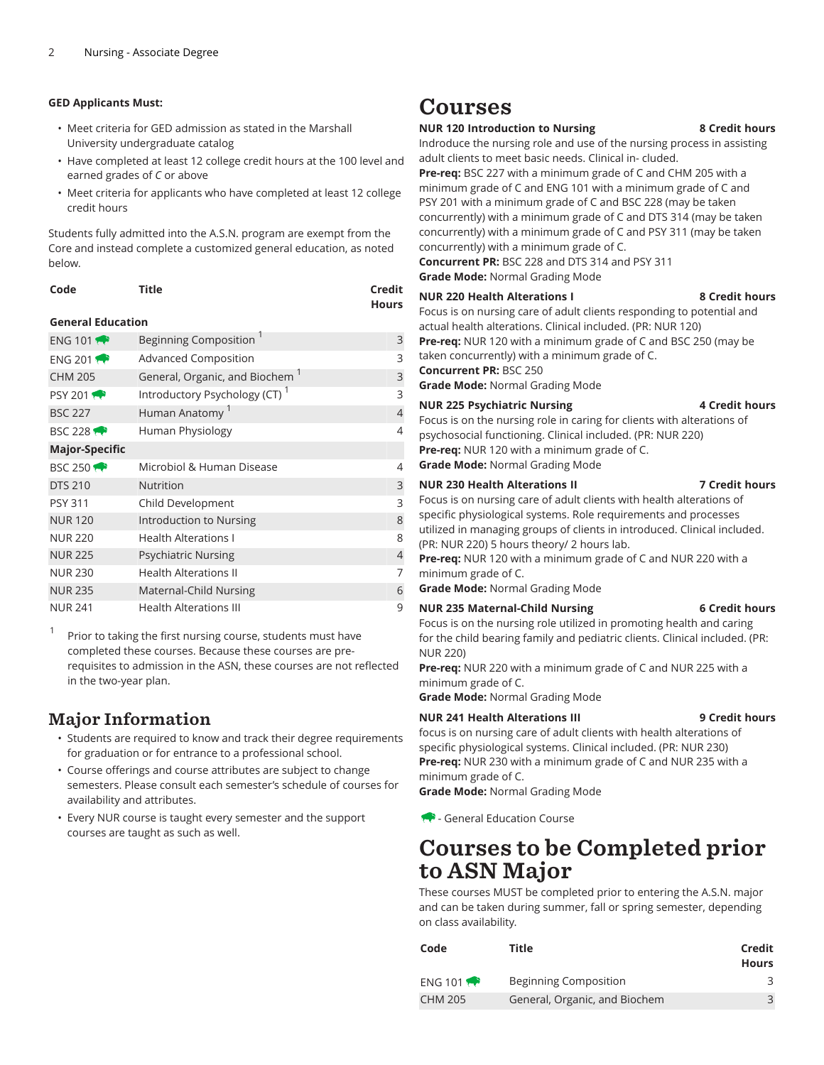**GED Applicants Must:**

- Meet criteria for GED admission as stated in the Marshall University undergraduate catalog
- Have completed at least 12 college credit hours at the 100 level and earned grades of *C* or above
- Meet criteria for applicants who have completed at least 12 college credit hours

Students fully admitted into the A.S.N. program are exempt from the Core and instead complete a customized general education, as noted below.

| Code | Title | Credit Hours |
|---|---|---|
| **General Education** | | |
| ENG 101 | Beginning Composition [1] | 3 |
| ENG 201 | Advanced Composition | 3 |
| CHM 205 | General, Organic, and Biochem [1] | 3 |
| PSY 201 | Introductory Psychology (CT) [1] | 3 |
| BSC 227 | Human Anatomy [1] | 4 |
| BSC 228 | Human Physiology | 4 |
| **Major-Specific** | | |
| BSC 250 | Microbiol & Human Disease | 4 |
| DTS 210 | Nutrition | 3 |
| PSY 311 | Child Development | 3 |
| NUR 120 | Introduction to Nursing | 8 |
| NUR 220 | Health Alterations I | 8 |
| NUR 225 | Psychiatric Nursing | 4 |
| NUR 230 | Health Alterations II | 7 |
| NUR 235 | Maternal-Child Nursing | 6 |
| NUR 241 | Health Alterations III | 9 |

[1] Prior to taking the first nursing course, students must have completed these courses. Because these courses are pre-requisites to admission in the ASN, these courses are not reflected in the two-year plan.

## Major Information

- Students are required to know and track their degree requirements for graduation or for entrance to a professional school.
- Course offerings and course attributes are subject to change semesters. Please consult each semester's schedule of courses for availability and attributes.
- Every NUR course is taught every semester and the support courses are taught as such as well.

# Courses

**NUR 120 Introduction to Nursing** **8 Credit hours**
Indroduce the nursing role and use of the nursing process in assisting adult clients to meet basic needs. Clinical in- cluded.
**Pre-req:** BSC 227 with a minimum grade of C and CHM 205 with a minimum grade of C and ENG 101 with a minimum grade of C and PSY 201 with a minimum grade of C and BSC 228 (may be taken concurrently) with a minimum grade of C and DTS 314 (may be taken concurrently) with a minimum grade of C and PSY 311 (may be taken concurrently) with a minimum grade of C.
**Concurrent PR:** BSC 228 and DTS 314 and PSY 311
**Grade Mode:** Normal Grading Mode

**NUR 220 Health Alterations I** **8 Credit hours**
Focus is on nursing care of adult clients responding to potential and actual health alterations. Clinical included. (PR: NUR 120)
**Pre-req:** NUR 120 with a minimum grade of C and BSC 250 (may be taken concurrently) with a minimum grade of C.
**Concurrent PR:** BSC 250
**Grade Mode:** Normal Grading Mode

**NUR 225 Psychiatric Nursing** **4 Credit hours**
Focus is on the nursing role in caring for clients with alterations of psychosocial functioning. Clinical included. (PR: NUR 220)
**Pre-req:** NUR 120 with a minimum grade of C.
**Grade Mode:** Normal Grading Mode

**NUR 230 Health Alterations II** **7 Credit hours**
Focus is on nursing care of adult clients with health alterations of specific physiological systems. Role requirements and processes utilized in managing groups of clients in introduced. Clinical included. (PR: NUR 220) 5 hours theory/ 2 hours lab.
**Pre-req:** NUR 120 with a minimum grade of C and NUR 220 with a minimum grade of C.
**Grade Mode:** Normal Grading Mode

**NUR 235 Maternal-Child Nursing** **6 Credit hours**
Focus is on the nursing role utilized in promoting health and caring for the child bearing family and pediatric clients. Clinical included. (PR: NUR 220)
**Pre-req:** NUR 220 with a minimum grade of C and NUR 225 with a minimum grade of C.
**Grade Mode:** Normal Grading Mode

**NUR 241 Health Alterations III** **9 Credit hours**
focus is on nursing care of adult clients with health alterations of specific physiological systems. Clinical included. (PR: NUR 230)
**Pre-req:** NUR 230 with a minimum grade of C and NUR 235 with a minimum grade of C.
**Grade Mode:** Normal Grading Mode

- General Education Course

# Courses to be Completed prior to ASN Major

These courses MUST be completed prior to entering the A.S.N. major and can be taken during summer, fall or spring semester, depending on class availability.

| Code | Title | Credit Hours |
|---|---|---|
| ENG 101 | Beginning Composition | 3 |
| CHM 205 | General, Organic, and Biochem | 3 |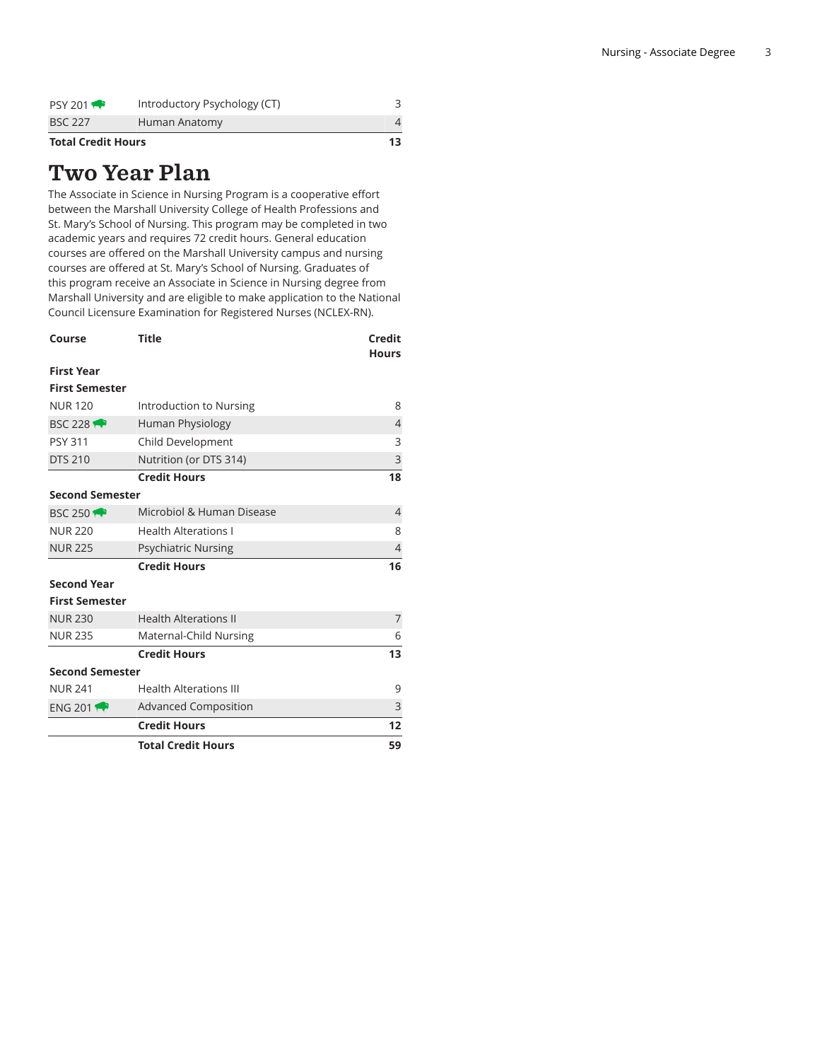| | | |
|---|---|---|
| PSY 201 | Introductory Psychology (CT) | 3 |
| BSC 227 | Human Anatomy | 4 |
| **Total Credit Hours** | | **13** |

## Two Year Plan

The Associate in Science in Nursing Program is a cooperative effort between the Marshall University College of Health Professions and St. Mary's School of Nursing. This program may be completed in two academic years and requires 72 credit hours. General education courses are offered on the Marshall University campus and nursing courses are offered at St. Mary's School of Nursing. Graduates of this program receive an Associate in Science in Nursing degree from Marshall University and are eligible to make application to the National Council Licensure Examination for Registered Nurses (NCLEX-RN).

| Course | Title | Credit Hours |
|---|---|---|
| **First Year** | | |
| **First Semester** | | |
| NUR 120 | Introduction to Nursing | 8 |
| BSC 228 | Human Physiology | 4 |
| PSY 311 | Child Development | 3 |
| DTS 210 | Nutrition (or DTS 314) | 3 |
| | **Credit Hours** | **18** |
| **Second Semester** | | |
| BSC 250 | Microbiol & Human Disease | 4 |
| NUR 220 | Health Alterations I | 8 |
| NUR 225 | Psychiatric Nursing | 4 |
| | **Credit Hours** | **16** |
| **Second Year** | | |
| **First Semester** | | |
| NUR 230 | Health Alterations II | 7 |
| NUR 235 | Maternal-Child Nursing | 6 |
| | **Credit Hours** | **13** |
| **Second Semester** | | |
| NUR 241 | Health Alterations III | 9 |
| ENG 201 | Advanced Composition | 3 |
| | **Credit Hours** | **12** |
| | **Total Credit Hours** | **59** |